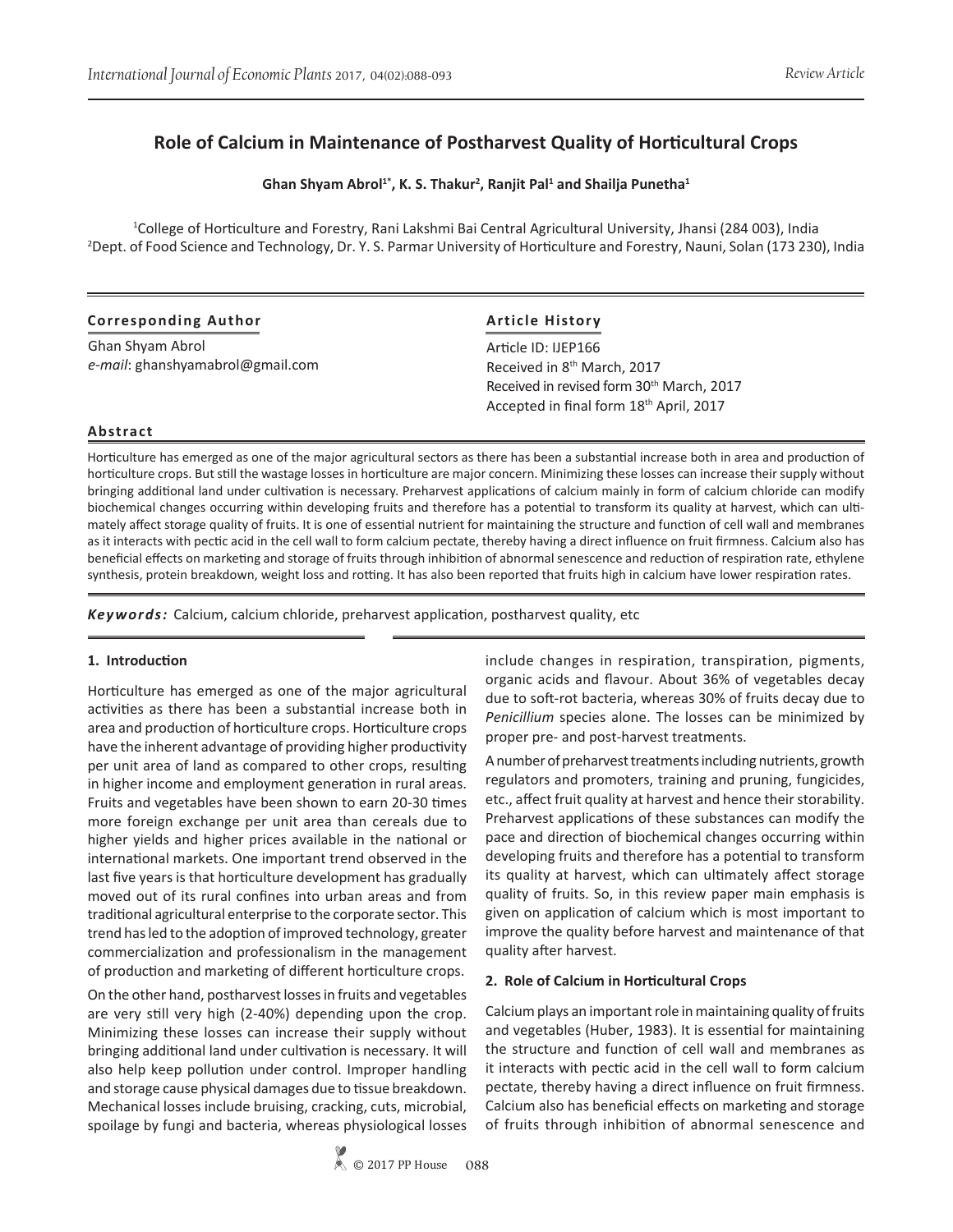# Role of Calcium in Maintenance of Postharvest Quality of Horticultural Crops

**Ghan Shyam Abrol[1*], K. S. Thakur[2], Ranjit Pal[1] and Shailja Punetha[1]**

[1]College of Horticulture and Forestry, Rani Lakshmi Bai Central Agricultural University, Jhansi (284 003), India
[2]Dept. of Food Science and Technology, Dr. Y. S. Parmar University of Horticulture and Forestry, Nauni, Solan (173 230), India

**Corresponding Author**

Ghan Shyam Abrol
*e-mail*: ghanshyamabrol@gmail.com

**Article History**

Article ID: IJEP166
Received in 8th March, 2017
Received in revised form 30th March, 2017
Accepted in final form 18th April, 2017

**Abstract**

Horticulture has emerged as one of the major agricultural sectors as there has been a substantial increase both in area and production of horticulture crops. But still the wastage losses in horticulture are major concern. Minimizing these losses can increase their supply without bringing additional land under cultivation is necessary. Preharvest applications of calcium mainly in form of calcium chloride can modify biochemical changes occurring within developing fruits and therefore has a potential to transform its quality at harvest, which can ultimately affect storage quality of fruits. It is one of essential nutrient for maintaining the structure and function of cell wall and membranes as it interacts with pectic acid in the cell wall to form calcium pectate, thereby having a direct influence on fruit firmness. Calcium also has beneficial effects on marketing and storage of fruits through inhibition of abnormal senescence and reduction of respiration rate, ethylene synthesis, protein breakdown, weight loss and rotting. It has also been reported that fruits high in calcium have lower respiration rates.

***Keywords:*** Calcium, calcium chloride, preharvest application, postharvest quality, etc

## 1. Introduction

Horticulture has emerged as one of the major agricultural activities as there has been a substantial increase both in area and production of horticulture crops. Horticulture crops have the inherent advantage of providing higher productivity per unit area of land as compared to other crops, resulting in higher income and employment generation in rural areas. Fruits and vegetables have been shown to earn 20-30 times more foreign exchange per unit area than cereals due to higher yields and higher prices available in the national or international markets. One important trend observed in the last five years is that horticulture development has gradually moved out of its rural confines into urban areas and from traditional agricultural enterprise to the corporate sector. This trend has led to the adoption of improved technology, greater commercialization and professionalism in the management of production and marketing of different horticulture crops.

On the other hand, postharvest losses in fruits and vegetables are very still very high (2-40%) depending upon the crop. Minimizing these losses can increase their supply without bringing additional land under cultivation is necessary. It will also help keep pollution under control. Improper handling and storage cause physical damages due to tissue breakdown. Mechanical losses include bruising, cracking, cuts, microbial, spoilage by fungi and bacteria, whereas physiological losses include changes in respiration, transpiration, pigments, organic acids and flavour. About 36% of vegetables decay due to soft-rot bacteria, whereas 30% of fruits decay due to *Penicillium* species alone. The losses can be minimized by proper pre- and post-harvest treatments.

A number of preharvest treatments including nutrients, growth regulators and promoters, training and pruning, fungicides, etc., affect fruit quality at harvest and hence their storability. Preharvest applications of these substances can modify the pace and direction of biochemical changes occurring within developing fruits and therefore has a potential to transform its quality at harvest, which can ultimately affect storage quality of fruits. So, in this review paper main emphasis is given on application of calcium which is most important to improve the quality before harvest and maintenance of that quality after harvest.

## 2. Role of Calcium in Horticultural Crops

Calcium plays an important role in maintaining quality of fruits and vegetables (Huber, 1983). It is essential for maintaining the structure and function of cell wall and membranes as it interacts with pectic acid in the cell wall to form calcium pectate, thereby having a direct influence on fruit firmness. Calcium also has beneficial effects on marketing and storage of fruits through inhibition of abnormal senescence and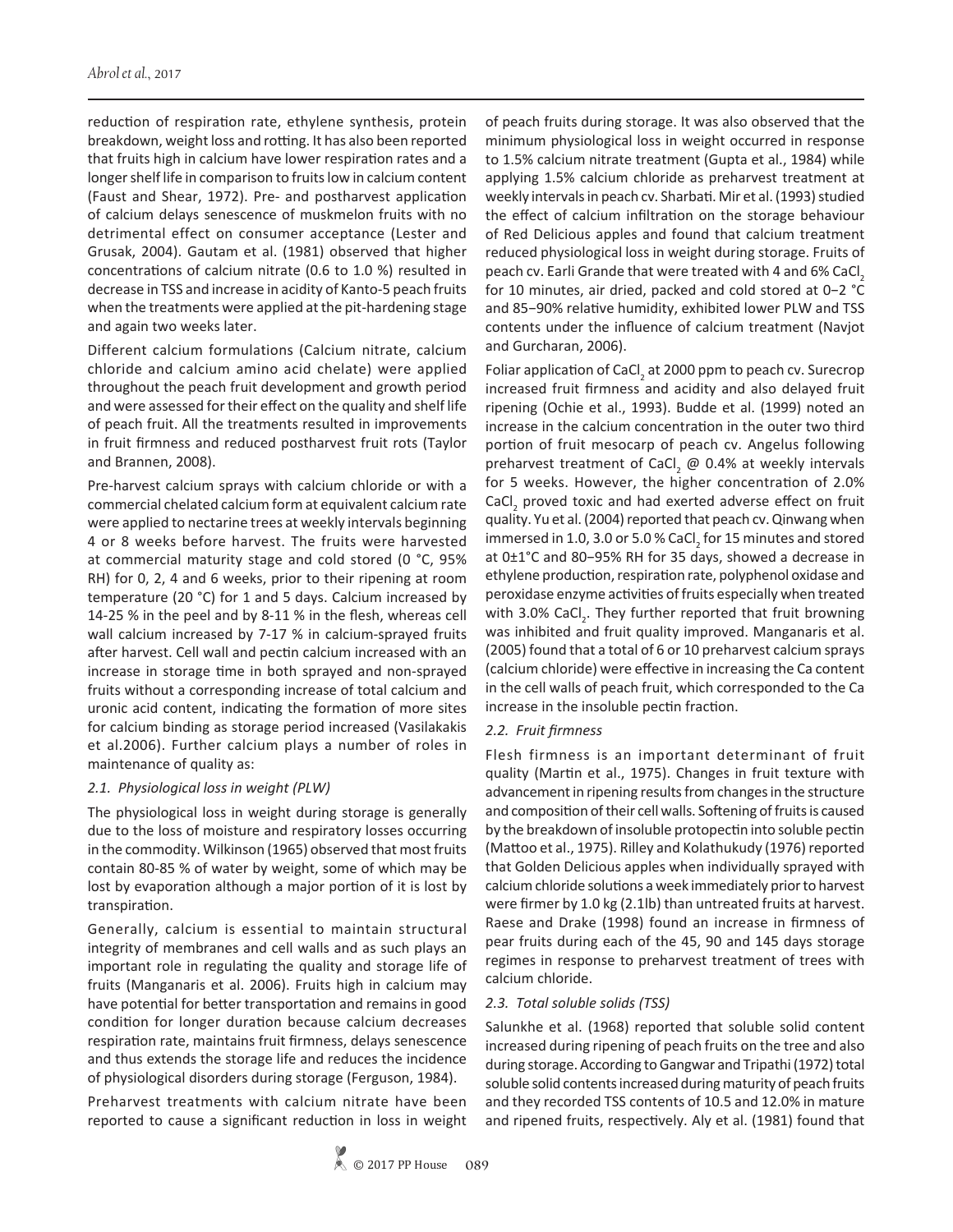reduction of respiration rate, ethylene synthesis, protein breakdown, weight loss and rotting. It has also been reported that fruits high in calcium have lower respiration rates and a longer shelf life in comparison to fruits low in calcium content (Faust and Shear, 1972). Pre- and postharvest application of calcium delays senescence of muskmelon fruits with no detrimental effect on consumer acceptance (Lester and Grusak, 2004). Gautam et al. (1981) observed that higher concentrations of calcium nitrate (0.6 to 1.0 %) resulted in decrease in TSS and increase in acidity of Kanto-5 peach fruits when the treatments were applied at the pit-hardening stage and again two weeks later.

Different calcium formulations (Calcium nitrate, calcium chloride and calcium amino acid chelate) were applied throughout the peach fruit development and growth period and were assessed for their effect on the quality and shelf life of peach fruit. All the treatments resulted in improvements in fruit firmness and reduced postharvest fruit rots (Taylor and Brannen, 2008).

Pre-harvest calcium sprays with calcium chloride or with a commercial chelated calcium form at equivalent calcium rate were applied to nectarine trees at weekly intervals beginning 4 or 8 weeks before harvest. The fruits were harvested at commercial maturity stage and cold stored (0 °C, 95% RH) for 0, 2, 4 and 6 weeks, prior to their ripening at room temperature (20 °C) for 1 and 5 days. Calcium increased by 14-25 % in the peel and by 8-11 % in the flesh, whereas cell wall calcium increased by 7-17 % in calcium-sprayed fruits after harvest. Cell wall and pectin calcium increased with an increase in storage time in both sprayed and non-sprayed fruits without a corresponding increase of total calcium and uronic acid content, indicating the formation of more sites for calcium binding as storage period increased (Vasilakakis et al.2006). Further calcium plays a number of roles in maintenance of quality as:

### *2.1. Physiological loss in weight (PLW)*

The physiological loss in weight during storage is generally due to the loss of moisture and respiratory losses occurring in the commodity. Wilkinson (1965) observed that most fruits contain 80-85 % of water by weight, some of which may be lost by evaporation although a major portion of it is lost by transpiration.

Generally, calcium is essential to maintain structural integrity of membranes and cell walls and as such plays an important role in regulating the quality and storage life of fruits (Manganaris et al. 2006). Fruits high in calcium may have potential for better transportation and remains in good condition for longer duration because calcium decreases respiration rate, maintains fruit firmness, delays senescence and thus extends the storage life and reduces the incidence of physiological disorders during storage (Ferguson, 1984).

Preharvest treatments with calcium nitrate have been reported to cause a significant reduction in loss in weight of peach fruits during storage. It was also observed that the minimum physiological loss in weight occurred in response to 1.5% calcium nitrate treatment (Gupta et al., 1984) while applying 1.5% calcium chloride as preharvest treatment at weekly intervals in peach cv. Sharbati. Mir et al. (1993) studied the effect of calcium infiltration on the storage behaviour of Red Delicious apples and found that calcium treatment reduced physiological loss in weight during storage. Fruits of peach cv. Earli Grande that were treated with 4 and 6% $CaCl_2$ for 10 minutes, air dried, packed and cold stored at 0−2 °C and 85−90% relative humidity, exhibited lower PLW and TSS contents under the influence of calcium treatment (Navjot and Gurcharan, 2006).

Foliar application of $CaCl_2$ at 2000 ppm to peach cv. Surecrop increased fruit firmness and acidity and also delayed fruit ripening (Ochie et al., 1993). Budde et al. (1999) noted an increase in the calcium concentration in the outer two third portion of fruit mesocarp of peach cv. Angelus following preharvest treatment of $CaCl_2$ @ 0.4% at weekly intervals for 5 weeks. However, the higher concentration of 2.0% $CaCl_2$ proved toxic and had exerted adverse effect on fruit quality. Yu et al. (2004) reported that peach cv. Qinwang when immersed in 1.0, 3.0 or 5.0 % $CaCl_2$ for 15 minutes and stored at 0±1°C and 80−95% RH for 35 days, showed a decrease in ethylene production, respiration rate, polyphenol oxidase and peroxidase enzyme activities of fruits especially when treated with 3.0% $CaCl_2$. They further reported that fruit browning was inhibited and fruit quality improved. Manganaris et al. (2005) found that a total of 6 or 10 preharvest calcium sprays (calcium chloride) were effective in increasing the Ca content in the cell walls of peach fruit, which corresponded to the Ca increase in the insoluble pectin fraction.

### *2.2. Fruit firmness*

Flesh firmness is an important determinant of fruit quality (Martin et al., 1975). Changes in fruit texture with advancement in ripening results from changes in the structure and composition of their cell walls. Softening of fruits is caused by the breakdown of insoluble protopectin into soluble pectin (Mattoo et al., 1975). Rilley and Kolathukudy (1976) reported that Golden Delicious apples when individually sprayed with calcium chloride solutions a week immediately prior to harvest were firmer by 1.0 kg (2.1lb) than untreated fruits at harvest. Raese and Drake (1998) found an increase in firmness of pear fruits during each of the 45, 90 and 145 days storage regimes in response to preharvest treatment of trees with calcium chloride.

### *2.3. Total soluble solids (TSS)*

Salunkhe et al. (1968) reported that soluble solid content increased during ripening of peach fruits on the tree and also during storage. According to Gangwar and Tripathi (1972) total soluble solid contents increased during maturity of peach fruits and they recorded TSS contents of 10.5 and 12.0% in mature and ripened fruits, respectively. Aly et al. (1981) found that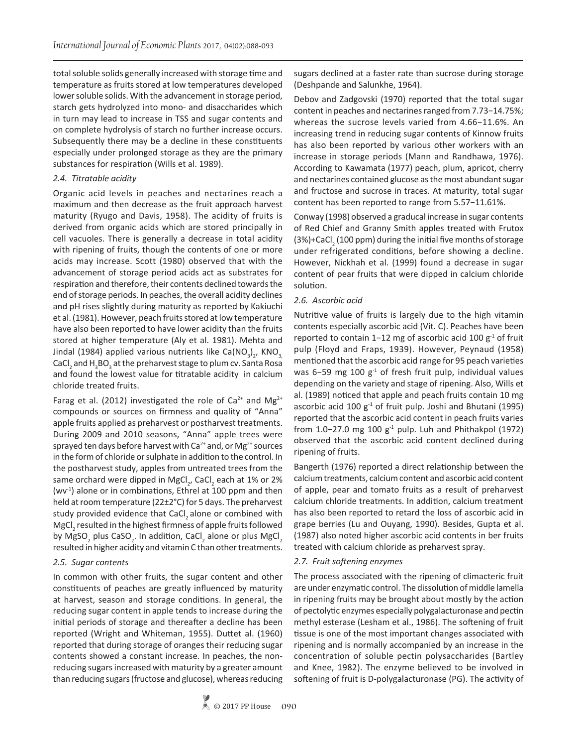total soluble solids generally increased with storage time and temperature as fruits stored at low temperatures developed lower soluble solids. With the advancement in storage period, starch gets hydrolyzed into mono- and disaccharides which in turn may lead to increase in TSS and sugar contents and on complete hydrolysis of starch no further increase occurs. Subsequently there may be a decline in these constituents especially under prolonged storage as they are the primary substances for respiration (Wills et al. 1989).

### *2.4. Titratable acidity*

Organic acid levels in peaches and nectarines reach a maximum and then decrease as the fruit approach harvest maturity (Ryugo and Davis, 1958). The acidity of fruits is derived from organic acids which are stored principally in cell vacuoles. There is generally a decrease in total acidity with ripening of fruits, though the contents of one or more acids may increase. Scott (1980) observed that with the advancement of storage period acids act as substrates for respiration and therefore, their contents declined towards the end of storage periods. In peaches, the overall acidity declines and pH rises slightly during maturity as reported by Kakiuchi et al. (1981). However, peach fruits stored at low temperature have also been reported to have lower acidity than the fruits stored at higher temperature (Aly et al. 1981). Mehta and Jindal (1984) applied various nutrients like $Ca(NO_3)_2$, $KNO_3$, $CaCl_2$ and $H_3BO_3$ at the preharvest stage to plum cv. Santa Rosa and found the lowest value for titratable acidity in calcium chloride treated fruits.

Farag et al. (2012) investigated the role of $Ca^{2+}$ and $Mg^{2+}$ compounds or sources on firmness and quality of "Anna" apple fruits applied as preharvest or postharvest treatments. During 2009 and 2010 seasons, "Anna" apple trees were sprayed ten days before harvest with $Ca^{2+}$ and, or $Mg^{2+}$ sources in the form of chloride or sulphate in addition to the control. In the postharvest study, apples from untreated trees from the same orchard were dipped in $MgCl_2$, $CaCl_2$ each at 1% or 2% ($wv^{-1}$) alone or in combinations, Ethrel at 100 ppm and then held at room temperature (22±2°C) for 5 days. The preharvest study provided evidence that $CaCl_2$ alone or combined with $MgCl_2$ resulted in the highest firmness of apple fruits followed by $MgSO_2$ plus $CaSO_2$. In addition, $CaCl_2$ alone or plus $MgCl_2$ resulted in higher acidity and vitamin C than other treatments.

### *2.5. Sugar contents*

In common with other fruits, the sugar content and other constituents of peaches are greatly influenced by maturity at harvest, season and storage conditions. In general, the reducing sugar content in apple tends to increase during the initial periods of storage and thereafter a decline has been reported (Wright and Whiteman, 1955). Duttet al. (1960) reported that during storage of oranges their reducing sugar contents showed a constant increase. In peaches, the non-reducing sugars increased with maturity by a greater amount than reducing sugars (fructose and glucose), whereas reducing sugars declined at a faster rate than sucrose during storage (Deshpande and Salunkhe, 1964).

Debov and Zadgovski (1970) reported that the total sugar content in peaches and nectarines ranged from 7.73−14.75%; whereas the sucrose levels varied from 4.66−11.6%. An increasing trend in reducing sugar contents of Kinnow fruits has also been reported by various other workers with an increase in storage periods (Mann and Randhawa, 1976). According to Kawamata (1977) peach, plum, apricot, cherry and nectarines contained glucose as the most abundant sugar and fructose and sucrose in traces. At maturity, total sugar content has been reported to range from 5.57−11.61%.

Conway (1998) observed a graducal increase in sugar contents of Red Chief and Granny Smith apples treated with Frutox (3%)+$CaCl_2$ (100 ppm) during the initial five months of storage under refrigerated conditions, before showing a decline. However, Nickhah et al. (1999) found a decrease in sugar content of pear fruits that were dipped in calcium chloride solution.

### *2.6. Ascorbic acid*

Nutritive value of fruits is largely due to the high vitamin contents especially ascorbic acid (Vit. C). Peaches have been reported to contain 1−12 mg of ascorbic acid 100 $g^{-1}$ of fruit pulp (Floyd and Fraps, 1939). However, Peynaud (1958) mentioned that the ascorbic acid range for 95 peach varieties was 6−59 mg 100 $g^{-1}$ of fresh fruit pulp, individual values depending on the variety and stage of ripening. Also, Wills et al. (1989) noticed that apple and peach fruits contain 10 mg ascorbic acid 100 $g^{-1}$ of fruit pulp. Joshi and Bhutani (1995) reported that the ascorbic acid content in peach fruits varies from 1.0−27.0 mg 100 $g^{-1}$ pulp. Luh and Phithakpol (1972) observed that the ascorbic acid content declined during ripening of fruits.

Bangerth (1976) reported a direct relationship between the calcium treatments, calcium content and ascorbic acid content of apple, pear and tomato fruits as a result of preharvest calcium chloride treatments. In addition, calcium treatment has also been reported to retard the loss of ascorbic acid in grape berries (Lu and Ouyang, 1990). Besides, Gupta et al. (1987) also noted higher ascorbic acid contents in ber fruits treated with calcium chloride as preharvest spray.

### *2.7. Fruit softening enzymes*

The process associated with the ripening of climacteric fruit are under enzymatic control. The dissolution of middle lamella in ripening fruits may be brought about mostly by the action of pectolytic enzymes especially polygalacturonase and pectin methyl esterase (Lesham et al., 1986). The softening of fruit tissue is one of the most important changes associated with ripening and is normally accompanied by an increase in the concentration of soluble pectin polysaccharides (Bartley and Knee, 1982). The enzyme believed to be involved in softening of fruit is D-polygalacturonase (PG). The activity of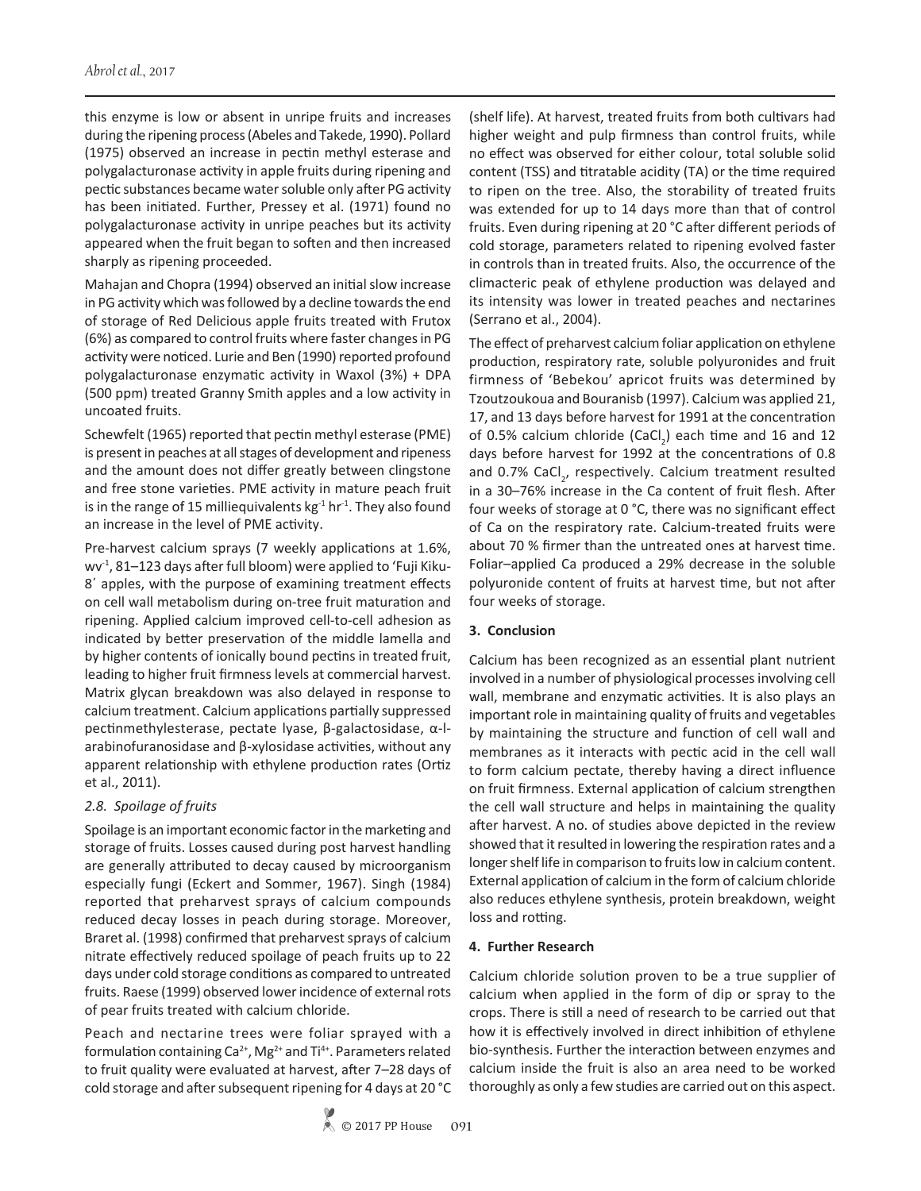this enzyme is low or absent in unripe fruits and increases during the ripening process (Abeles and Takede, 1990). Pollard (1975) observed an increase in pectin methyl esterase and polygalacturonase activity in apple fruits during ripening and pectic substances became water soluble only after PG activity has been initiated. Further, Pressey et al. (1971) found no polygalacturonase activity in unripe peaches but its activity appeared when the fruit began to soften and then increased sharply as ripening proceeded.

Mahajan and Chopra (1994) observed an initial slow increase in PG activity which was followed by a decline towards the end of storage of Red Delicious apple fruits treated with Frutox (6%) as compared to control fruits where faster changes in PG activity were noticed. Lurie and Ben (1990) reported profound polygalacturonase enzymatic activity in Waxol (3%) + DPA (500 ppm) treated Granny Smith apples and a low activity in uncoated fruits.

Schewfelt (1965) reported that pectin methyl esterase (PME) is present in peaches at all stages of development and ripeness and the amount does not differ greatly between clingstone and free stone varieties. PME activity in mature peach fruit is in the range of 15 milliequivalents $kg^{-1}$ $hr^{-1}$. They also found an increase in the level of PME activity.

Pre-harvest calcium sprays (7 weekly applications at 1.6%, $wv^{-1}$, 81–123 days after full bloom) were applied to 'Fuji Kiku-8' apples, with the purpose of examining treatment effects on cell wall metabolism during on-tree fruit maturation and ripening. Applied calcium improved cell-to-cell adhesion as indicated by better preservation of the middle lamella and by higher contents of ionically bound pectins in treated fruit, leading to higher fruit firmness levels at commercial harvest. Matrix glycan breakdown was also delayed in response to calcium treatment. Calcium applications partially suppressed pectinmethylesterase, pectate lyase, β-galactosidase, α-l-arabinofuranosidase and β-xylosidase activities, without any apparent relationship with ethylene production rates (Ortiz et al., 2011).

### *2.8. Spoilage of fruits*

Spoilage is an important economic factor in the marketing and storage of fruits. Losses caused during post harvest handling are generally attributed to decay caused by microorganism especially fungi (Eckert and Sommer, 1967). Singh (1984) reported that preharvest sprays of calcium compounds reduced decay losses in peach during storage. Moreover, Braret al. (1998) confirmed that preharvest sprays of calcium nitrate effectively reduced spoilage of peach fruits up to 22 days under cold storage conditions as compared to untreated fruits. Raese (1999) observed lower incidence of external rots of pear fruits treated with calcium chloride.

Peach and nectarine trees were foliar sprayed with a formulation containing $Ca^{2+}$, $Mg^{2+}$ and $Ti^{4+}$. Parameters related to fruit quality were evaluated at harvest, after 7–28 days of cold storage and after subsequent ripening for 4 days at 20 °C (shelf life). At harvest, treated fruits from both cultivars had higher weight and pulp firmness than control fruits, while no effect was observed for either colour, total soluble solid content (TSS) and titratable acidity (TA) or the time required to ripen on the tree. Also, the storability of treated fruits was extended for up to 14 days more than that of control fruits. Even during ripening at 20 °C after different periods of cold storage, parameters related to ripening evolved faster in controls than in treated fruits. Also, the occurrence of the climacteric peak of ethylene production was delayed and its intensity was lower in treated peaches and nectarines (Serrano et al., 2004).

The effect of preharvest calcium foliar application on ethylene production, respiratory rate, soluble polyuronides and fruit firmness of 'Bebekou' apricot fruits was determined by Tzoutzoukoua and Bouranisb (1997). Calcium was applied 21, 17, and 13 days before harvest for 1991 at the concentration of 0.5% calcium chloride ($CaCl_2$) each time and 16 and 12 days before harvest for 1992 at the concentrations of 0.8 and 0.7% $CaCl_2$, respectively. Calcium treatment resulted in a 30–76% increase in the Ca content of fruit flesh. After four weeks of storage at 0 °C, there was no significant effect of Ca on the respiratory rate. Calcium-treated fruits were about 70 % firmer than the untreated ones at harvest time. Foliar–applied Ca produced a 29% decrease in the soluble polyuronide content of fruits at harvest time, but not after four weeks of storage.

## 3. Conclusion

Calcium has been recognized as an essential plant nutrient involved in a number of physiological processes involving cell wall, membrane and enzymatic activities. It is also plays an important role in maintaining quality of fruits and vegetables by maintaining the structure and function of cell wall and membranes as it interacts with pectic acid in the cell wall to form calcium pectate, thereby having a direct influence on fruit firmness. External application of calcium strengthen the cell wall structure and helps in maintaining the quality after harvest. A no. of studies above depicted in the review showed that it resulted in lowering the respiration rates and a longer shelf life in comparison to fruits low in calcium content. External application of calcium in the form of calcium chloride also reduces ethylene synthesis, protein breakdown, weight loss and rotting.

## 4. Further Research

Calcium chloride solution proven to be a true supplier of calcium when applied in the form of dip or spray to the crops. There is still a need of research to be carried out that how it is effectively involved in direct inhibition of ethylene bio-synthesis. Further the interaction between enzymes and calcium inside the fruit is also an area need to be worked thoroughly as only a few studies are carried out on this aspect.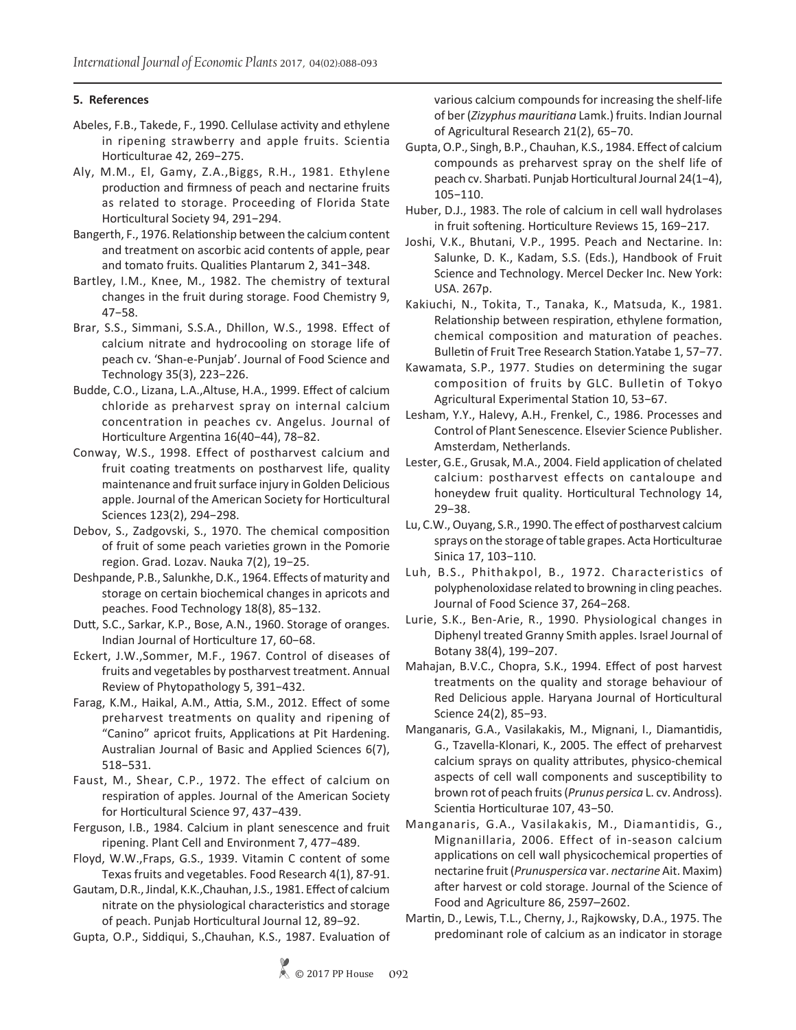## 5. References

Abeles, F.B., Takede, F., 1990. Cellulase activity and ethylene in ripening strawberry and apple fruits. Scientia Horticulturae 42, 269−275.

Aly, M.M., El, Gamy, Z.A.,Biggs, R.H., 1981. Ethylene production and firmness of peach and nectarine fruits as related to storage. Proceeding of Florida State Horticultural Society 94, 291−294.

Bangerth, F., 1976. Relationship between the calcium content and treatment on ascorbic acid contents of apple, pear and tomato fruits. Qualities Plantarum 2, 341−348.

Bartley, I.M., Knee, M., 1982. The chemistry of textural changes in the fruit during storage. Food Chemistry 9, 47−58.

Brar, S.S., Simmani, S.S.A., Dhillon, W.S., 1998. Effect of calcium nitrate and hydrocooling on storage life of peach cv. 'Shan-e-Punjab'. Journal of Food Science and Technology 35(3), 223−226.

Budde, C.O., Lizana, L.A.,Altuse, H.A., 1999. Effect of calcium chloride as preharvest spray on internal calcium concentration in peaches cv. Angelus. Journal of Horticulture Argentina 16(40−44), 78−82.

Conway, W.S., 1998. Effect of postharvest calcium and fruit coating treatments on postharvest life, quality maintenance and fruit surface injury in Golden Delicious apple. Journal of the American Society for Horticultural Sciences 123(2), 294−298.

Debov, S., Zadgovski, S., 1970. The chemical composition of fruit of some peach varieties grown in the Pomorie region. Grad. Lozav. Nauka 7(2), 19−25.

Deshpande, P.B., Salunkhe, D.K., 1964. Effects of maturity and storage on certain biochemical changes in apricots and peaches. Food Technology 18(8), 85−132.

Dutt, S.C., Sarkar, K.P., Bose, A.N., 1960. Storage of oranges. Indian Journal of Horticulture 17, 60−68.

Eckert, J.W.,Sommer, M.F., 1967. Control of diseases of fruits and vegetables by postharvest treatment. Annual Review of Phytopathology 5, 391−432.

Farag, K.M., Haikal, A.M., Attia, S.M., 2012. Effect of some preharvest treatments on quality and ripening of "Canino" apricot fruits, Applications at Pit Hardening. Australian Journal of Basic and Applied Sciences 6(7), 518−531.

Faust, M., Shear, C.P., 1972. The effect of calcium on respiration of apples. Journal of the American Society for Horticultural Science 97, 437−439.

Ferguson, I.B., 1984. Calcium in plant senescence and fruit ripening. Plant Cell and Environment 7, 477−489.

Floyd, W.W.,Fraps, G.S., 1939. Vitamin C content of some Texas fruits and vegetables. Food Research 4(1), 87-91.

Gautam, D.R., Jindal, K.K.,Chauhan, J.S., 1981. Effect of calcium nitrate on the physiological characteristics and storage of peach. Punjab Horticultural Journal 12, 89−92.

Gupta, O.P., Siddiqui, S.,Chauhan, K.S., 1987. Evaluation of various calcium compounds for increasing the shelf-life of ber (*Zizyphus mauritiana* Lamk.) fruits. Indian Journal of Agricultural Research 21(2), 65−70.

Gupta, O.P., Singh, B.P., Chauhan, K.S., 1984. Effect of calcium compounds as preharvest spray on the shelf life of peach cv. Sharbati. Punjab Horticultural Journal 24(1−4), 105−110.

Huber, D.J., 1983. The role of calcium in cell wall hydrolases in fruit softening. Horticulture Reviews 15, 169−217.

Joshi, V.K., Bhutani, V.P., 1995. Peach and Nectarine. In: Salunke, D. K., Kadam, S.S. (Eds.), Handbook of Fruit Science and Technology. Mercel Decker Inc. New York: USA. 267p.

Kakiuchi, N., Tokita, T., Tanaka, K., Matsuda, K., 1981. Relationship between respiration, ethylene formation, chemical composition and maturation of peaches. Bulletin of Fruit Tree Research Station.Yatabe 1, 57−77.

Kawamata, S.P., 1977. Studies on determining the sugar composition of fruits by GLC. Bulletin of Tokyo Agricultural Experimental Station 10, 53−67.

Lesham, Y.Y., Halevy, A.H., Frenkel, C., 1986. Processes and Control of Plant Senescence. Elsevier Science Publisher. Amsterdam, Netherlands.

Lester, G.E., Grusak, M.A., 2004. Field application of chelated calcium: postharvest effects on cantaloupe and honeydew fruit quality. Horticultural Technology 14, 29−38.

Lu, C.W., Ouyang, S.R., 1990. The effect of postharvest calcium sprays on the storage of table grapes. Acta Horticulturae Sinica 17, 103−110.

Luh, B.S., Phithakpol, B., 1972. Characteristics of polyphenoloxidase related to browning in cling peaches. Journal of Food Science 37, 264−268.

Lurie, S.K., Ben-Arie, R., 1990. Physiological changes in Diphenyl treated Granny Smith apples. Israel Journal of Botany 38(4), 199−207.

Mahajan, B.V.C., Chopra, S.K., 1994. Effect of post harvest treatments on the quality and storage behaviour of Red Delicious apple. Haryana Journal of Horticultural Science 24(2), 85−93.

Manganaris, G.A., Vasilakakis, M., Mignani, I., Diamantidis, G., Tzavella-Klonari, K., 2005. The effect of preharvest calcium sprays on quality attributes, physico-chemical aspects of cell wall components and susceptibility to brown rot of peach fruits (*Prunus persica* L. cv. Andross). Scientia Horticulturae 107, 43−50.

Manganaris, G.A., Vasilakakis, M., Diamantidis, G., Mignanillaria, 2006. Effect of in-season calcium applications on cell wall physicochemical properties of nectarine fruit (*Prunuspersica* var. *nectarine* Ait. Maxim) after harvest or cold storage. Journal of the Science of Food and Agriculture 86, 2597–2602.

Martin, D., Lewis, T.L., Cherny, J., Rajkowsky, D.A., 1975. The predominant role of calcium as an indicator in storage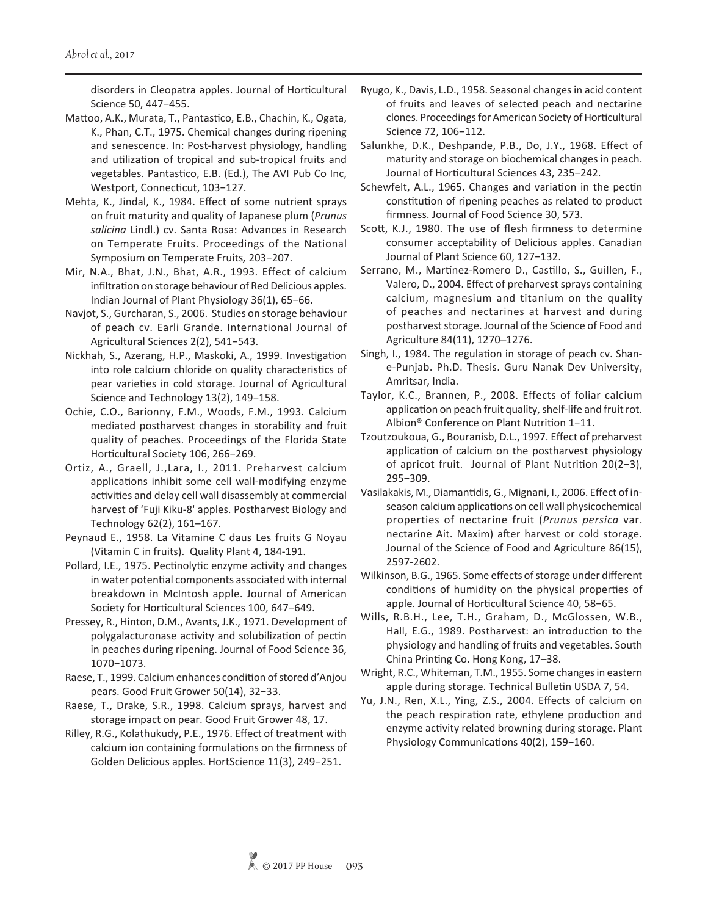disorders in Cleopatra apples. Journal of Horticultural Science 50, 447−455.

Mattoo, A.K., Murata, T., Pantastico, E.B., Chachin, K., Ogata, K., Phan, C.T., 1975. Chemical changes during ripening and senescence. In: Post-harvest physiology, handling and utilization of tropical and sub-tropical fruits and vegetables. Pantastico, E.B. (Ed.), The AVI Pub Co Inc, Westport, Connecticut, 103−127.

Mehta, K., Jindal, K., 1984. Effect of some nutrient sprays on fruit maturity and quality of Japanese plum (*Prunus salicina* Lindl.) cv. Santa Rosa: Advances in Research on Temperate Fruits. Proceedings of the National Symposium on Temperate Fruits*,* 203−207.

Mir, N.A., Bhat, J.N., Bhat, A.R., 1993. Effect of calcium infiltration on storage behaviour of Red Delicious apples. Indian Journal of Plant Physiology 36(1), 65−66.

Navjot, S., Gurcharan, S., 2006. Studies on storage behaviour of peach cv. Earli Grande. International Journal of Agricultural Sciences 2(2), 541−543.

Nickhah, S., Azerang, H.P., Maskoki, A., 1999. Investigation into role calcium chloride on quality characteristics of pear varieties in cold storage. Journal of Agricultural Science and Technology 13(2), 149−158.

Ochie, C.O., Barionny, F.M., Woods, F.M., 1993. Calcium mediated postharvest changes in storability and fruit quality of peaches. Proceedings of the Florida State Horticultural Society 106, 266−269.

Ortiz, A., Graell, J.,Lara, I., 2011. Preharvest calcium applications inhibit some cell wall-modifying enzyme activities and delay cell wall disassembly at commercial harvest of 'Fuji Kiku-8' apples. Postharvest Biology and Technology 62(2), 161–167.

Peynaud E., 1958. La Vitamine C daus Les fruits G Noyau (Vitamin C in fruits). Quality Plant 4, 184-191.

Pollard, I.E., 1975. Pectinolytic enzyme activity and changes in water potential components associated with internal breakdown in McIntosh apple. Journal of American Society for Horticultural Sciences 100, 647−649.

Pressey, R., Hinton, D.M., Avants, J.K., 1971. Development of polygalacturonase activity and solubilization of pectin in peaches during ripening. Journal of Food Science 36, 1070−1073.

Raese, T., 1999. Calcium enhances condition of stored d'Anjou pears. Good Fruit Grower 50(14), 32−33.

Raese, T., Drake, S.R., 1998. Calcium sprays, harvest and storage impact on pear. Good Fruit Grower 48, 17.

Rilley, R.G., Kolathukudy, P.E., 1976. Effect of treatment with calcium ion containing formulations on the firmness of Golden Delicious apples. HortScience 11(3), 249−251.

Ryugo, K., Davis, L.D., 1958. Seasonal changes in acid content of fruits and leaves of selected peach and nectarine clones. Proceedings for American Society of Horticultural Science 72, 106−112.

Salunkhe, D.K., Deshpande, P.B., Do, J.Y., 1968. Effect of maturity and storage on biochemical changes in peach. Journal of Horticultural Sciences 43, 235−242.

Schewfelt, A.L., 1965. Changes and variation in the pectin constitution of ripening peaches as related to product firmness. Journal of Food Science 30, 573.

Scott, K.J., 1980. The use of flesh firmness to determine consumer acceptability of Delicious apples. Canadian Journal of Plant Science 60, 127−132.

Serrano, M., Martínez-Romero D., Castillo, S., Guillen, F., Valero, D., 2004. Effect of preharvest sprays containing calcium, magnesium and titanium on the quality of peaches and nectarines at harvest and during postharvest storage. Journal of the Science of Food and Agriculture 84(11), 1270–1276.

Singh, I., 1984. The regulation in storage of peach cv. Shan-e-Punjab. Ph.D. Thesis. Guru Nanak Dev University, Amritsar, India.

Taylor, K.C., Brannen, P., 2008. Effects of foliar calcium application on peach fruit quality, shelf-life and fruit rot. Albion® Conference on Plant Nutrition 1−11.

Tzoutzoukoua, G., Bouranisb, D.L., 1997. Effect of preharvest application of calcium on the postharvest physiology of apricot fruit. Journal of Plant Nutrition 20(2−3), 295−309.

Vasilakakis, M., Diamantidis, G., Mignani, I., 2006. Effect of in-season calcium applications on cell wall physicochemical properties of nectarine fruit (*Prunus persica* var. nectarine Ait. Maxim) after harvest or cold storage. Journal of the Science of Food and Agriculture 86(15), 2597-2602.

Wilkinson, B.G., 1965. Some effects of storage under different conditions of humidity on the physical properties of apple. Journal of Horticultural Science 40, 58−65.

Wills, R.B.H., Lee, T.H., Graham, D., McGlossen, W.B., Hall, E.G., 1989. Postharvest: an introduction to the physiology and handling of fruits and vegetables. South China Printing Co. Hong Kong, 17–38.

Wright, R.C., Whiteman, T.M., 1955. Some changes in eastern apple during storage. Technical Bulletin USDA 7, 54.

Yu, J.N., Ren, X.L., Ying, Z.S., 2004. Effects of calcium on the peach respiration rate, ethylene production and enzyme activity related browning during storage. Plant Physiology Communications 40(2), 159−160.